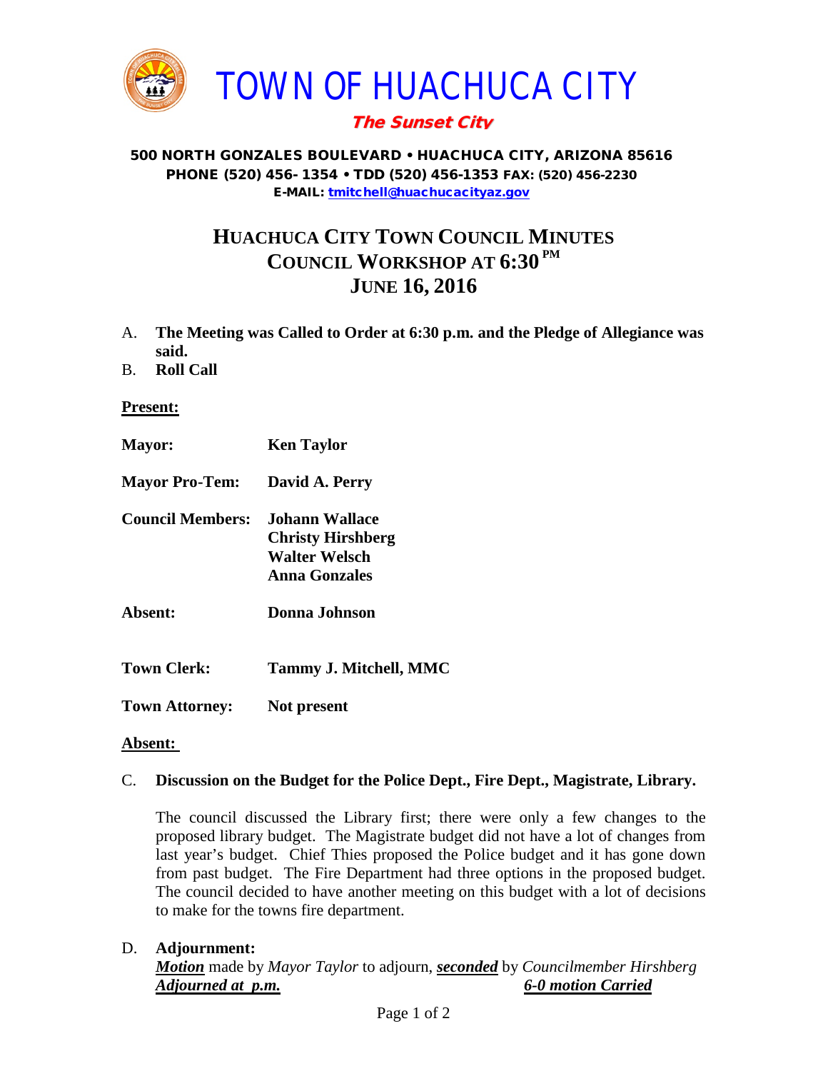# TOWN OF HUACHUCA CITY

***The Sunset City***

**500 NORTH GONZALES BOULEVARD • HUACHUCA CITY, ARIZONA 85616**
**PHONE (520) 456- 1354 • TDD (520) 456-1353 FAX: (520) 456-2230**
**E-MAIL: tmitchell@huachucacityaz.gov**

## HUACHUCA CITY TOWN COUNCIL MINUTES
## COUNCIL WORKSHOP AT 6:30 PM
## JUNE 16, 2016

A. **The Meeting was Called to Order at 6:30 p.m. and the Pledge of Allegiance was said.**

B. **Roll Call**

**Present:**

| | |
|---|---|
| **Mayor:** | **Ken Taylor** |
| **Mayor Pro-Tem:** | **David A. Perry** |
| **Council Members:** | **Johann Wallace**<br>**Christy Hirshberg**<br>**Walter Welsch**<br>**Anna Gonzales** |
| **Absent:** | **Donna Johnson** |
| **Town Clerk:** | **Tammy J. Mitchell, MMC** |
| **Town Attorney:** | **Not present** |

**Absent:**

C. **Discussion on the Budget for the Police Dept., Fire Dept., Magistrate, Library.**

The council discussed the Library first; there were only a few changes to the proposed library budget. The Magistrate budget did not have a lot of changes from last year's budget. Chief Thies proposed the Police budget and it has gone down from past budget. The Fire Department had three options in the proposed budget. The council decided to have another meeting on this budget with a lot of decisions to make for the towns fire department.

D. **Adjournment:**

***Motion*** made by *Mayor Taylor* to adjourn, ***seconded*** by *Councilmember Hirshberg*
***Adjourned at p.m.*** ***6-0 motion Carried***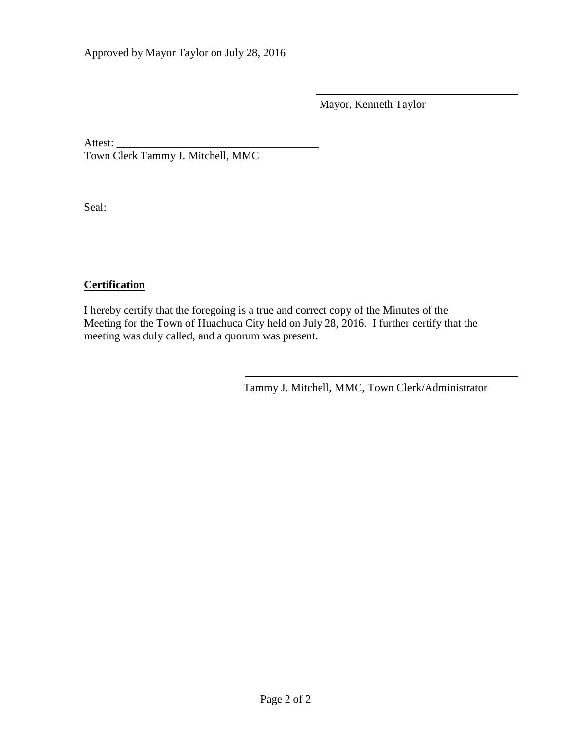Approved by Mayor Taylor on July 28, 2016

\_\_\_\_\_\_\_\_\_\_\_\_\_\_\_\_\_\_\_\_\_\_\_\_\_\_\_\_\_\_\_\_\_\_\_\_
Mayor, Kenneth Taylor

Attest: \_\_\_\_\_\_\_\_\_\_\_\_\_\_\_\_\_\_\_\_\_\_\_\_\_\_\_\_\_\_\_\_\_\_\_\_\_\_
Town Clerk Tammy J. Mitchell, MMC

Seal:

**Certification**

I hereby certify that the foregoing is a true and correct copy of the Minutes of the Meeting for the Town of Huachuca City held on July 28, 2016. I further certify that the meeting was duly called, and a quorum was present.

\_\_\_\_\_\_\_\_\_\_\_\_\_\_\_\_\_\_\_\_\_\_\_\_\_\_\_\_\_\_\_\_\_\_\_\_\_\_\_\_\_\_\_\_\_\_
Tammy J. Mitchell, MMC, Town Clerk/Administrator